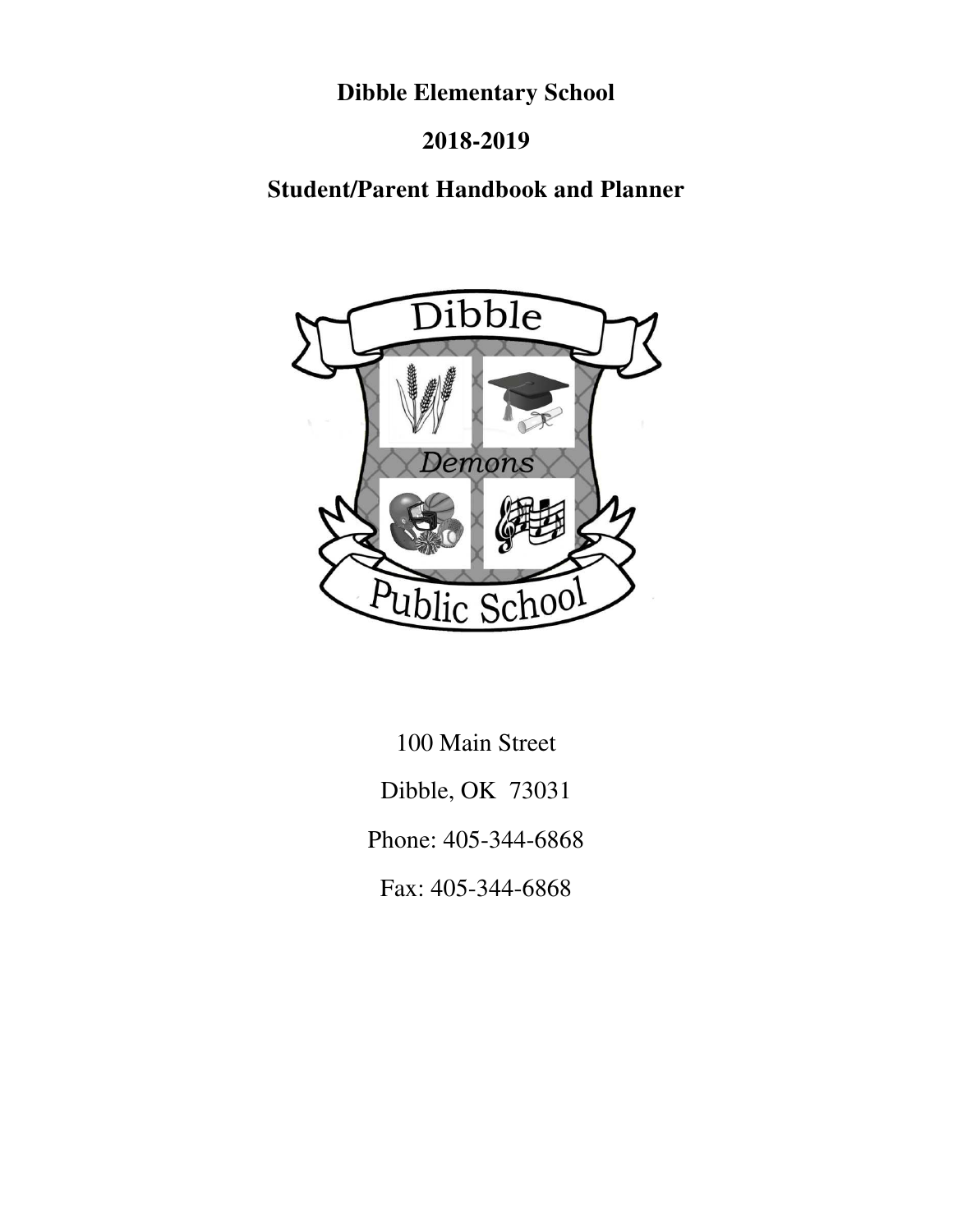# Dibble Elementary School

## 2018-2019

## Student/Parent Handbook and Planner

100 Main Street

Dibble, OK 73031

Phone: 405-344-6868

Fax: 405-344-6868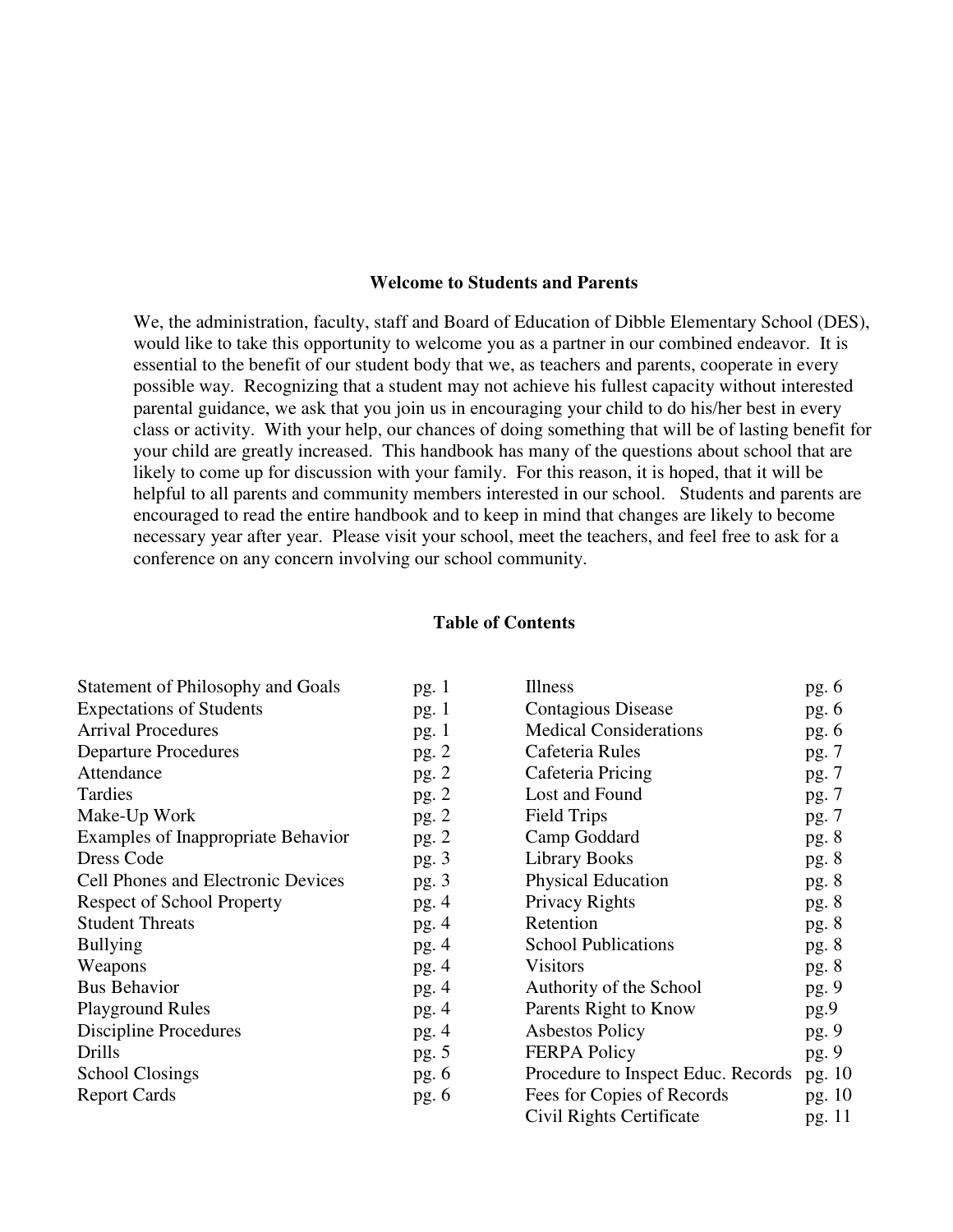## Welcome to Students and Parents

We, the administration, faculty, staff and Board of Education of Dibble Elementary School (DES), would like to take this opportunity to welcome you as a partner in our combined endeavor. It is essential to the benefit of our student body that we, as teachers and parents, cooperate in every possible way. Recognizing that a student may not achieve his fullest capacity without interested parental guidance, we ask that you join us in encouraging your child to do his/her best in every class or activity. With your help, our chances of doing something that will be of lasting benefit for your child are greatly increased. This handbook has many of the questions about school that are likely to come up for discussion with your family. For this reason, it is hoped, that it will be helpful to all parents and community members interested in our school. Students and parents are encouraged to read the entire handbook and to keep in mind that changes are likely to become necessary year after year. Please visit your school, meet the teachers, and feel free to ask for a conference on any concern involving our school community.

## Table of Contents

| | |
|---|---|
| Statement of Philosophy and Goals | pg. 1 |
| Expectations of Students | pg. 1 |
| Arrival Procedures | pg. 1 |
| Departure Procedures | pg. 2 |
| Attendance | pg. 2 |
| Tardies | pg. 2 |
| Make-Up Work | pg. 2 |
| Examples of Inappropriate Behavior | pg. 2 |
| Dress Code | pg. 3 |
| Cell Phones and Electronic Devices | pg. 3 |
| Respect of School Property | pg. 4 |
| Student Threats | pg. 4 |
| Bullying | pg. 4 |
| Weapons | pg. 4 |
| Bus Behavior | pg. 4 |
| Playground Rules | pg. 4 |
| Discipline Procedures | pg. 4 |
| Drills | pg. 5 |
| School Closings | pg. 6 |
| Report Cards | pg. 6 |
| Illness | pg. 6 |
| Contagious Disease | pg. 6 |
| Medical Considerations | pg. 6 |
| Cafeteria Rules | pg. 7 |
| Cafeteria Pricing | pg. 7 |
| Lost and Found | pg. 7 |
| Field Trips | pg. 7 |
| Camp Goddard | pg. 8 |
| Library Books | pg. 8 |
| Physical Education | pg. 8 |
| Privacy Rights | pg. 8 |
| Retention | pg. 8 |
| School Publications | pg. 8 |
| Visitors | pg. 8 |
| Authority of the School | pg. 9 |
| Parents Right to Know | pg.9 |
| Asbestos Policy | pg. 9 |
| FERPA Policy | pg. 9 |
| Procedure to Inspect Educ. Records | pg. 10 |
| Fees for Copies of Records | pg. 10 |
| Civil Rights Certificate | pg. 11 |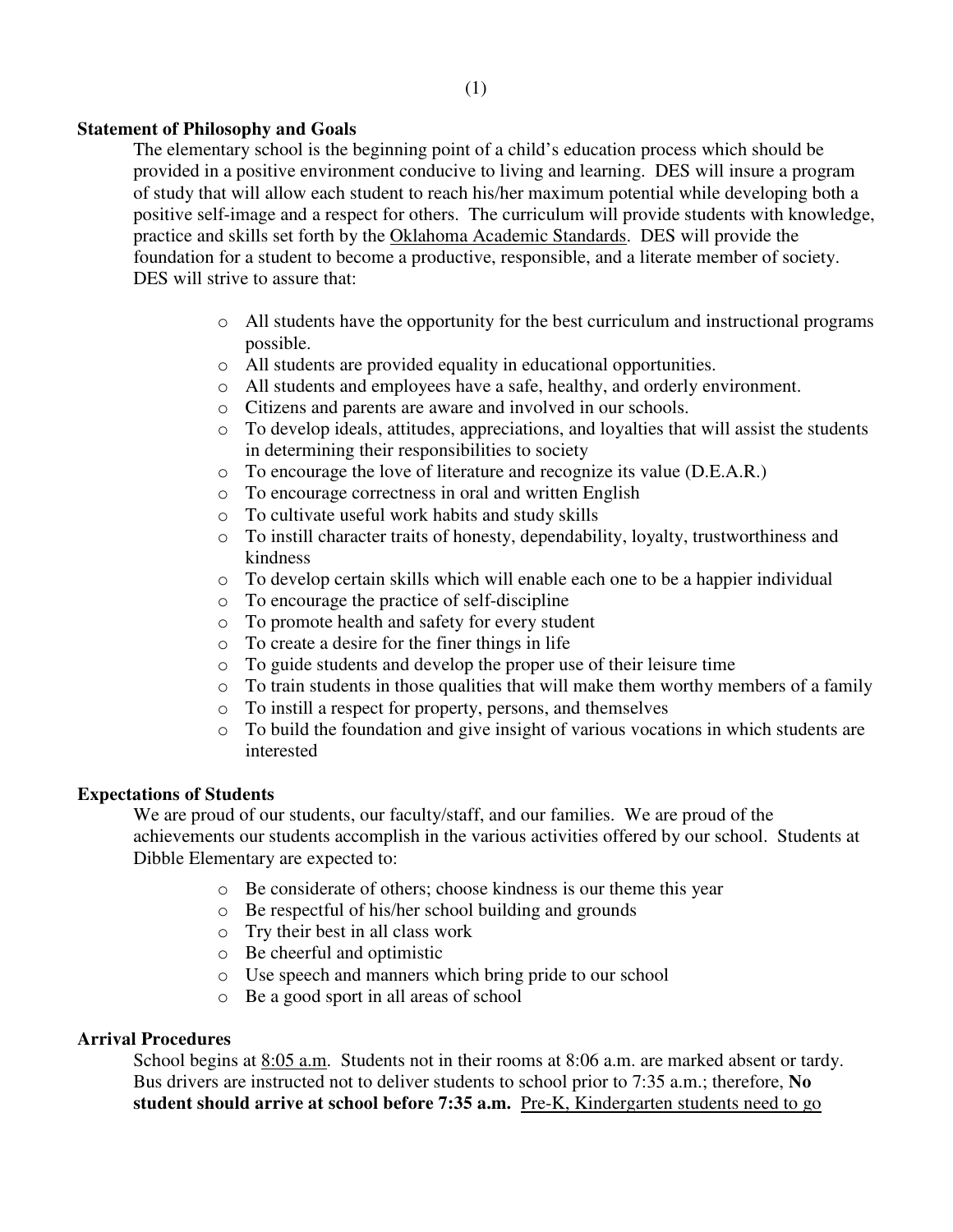## Statement of Philosophy and Goals

The elementary school is the beginning point of a child's education process which should be provided in a positive environment conducive to living and learning. DES will insure a program of study that will allow each student to reach his/her maximum potential while developing both a positive self-image and a respect for others. The curriculum will provide students with knowledge, practice and skills set forth by the Oklahoma Academic Standards. DES will provide the foundation for a student to become a productive, responsible, and a literate member of society. DES will strive to assure that:

- All students have the opportunity for the best curriculum and instructional programs possible.
- All students are provided equality in educational opportunities.
- All students and employees have a safe, healthy, and orderly environment.
- Citizens and parents are aware and involved in our schools.
- To develop ideals, attitudes, appreciations, and loyalties that will assist the students in determining their responsibilities to society
- To encourage the love of literature and recognize its value (D.E.A.R.)
- To encourage correctness in oral and written English
- To cultivate useful work habits and study skills
- To instill character traits of honesty, dependability, loyalty, trustworthiness and kindness
- To develop certain skills which will enable each one to be a happier individual
- To encourage the practice of self-discipline
- To promote health and safety for every student
- To create a desire for the finer things in life
- To guide students and develop the proper use of their leisure time
- To train students in those qualities that will make them worthy members of a family
- To instill a respect for property, persons, and themselves
- To build the foundation and give insight of various vocations in which students are interested

## Expectations of Students

We are proud of our students, our faculty/staff, and our families. We are proud of the achievements our students accomplish in the various activities offered by our school. Students at Dibble Elementary are expected to:

- Be considerate of others; choose kindness is our theme this year
- Be respectful of his/her school building and grounds
- Try their best in all class work
- Be cheerful and optimistic
- Use speech and manners which bring pride to our school
- Be a good sport in all areas of school

## Arrival Procedures

School begins at 8:05 a.m. Students not in their rooms at 8:06 a.m. are marked absent or tardy. Bus drivers are instructed not to deliver students to school prior to 7:35 a.m.; therefore, **No student should arrive at school before 7:35 a.m.** Pre-K, Kindergarten students need to go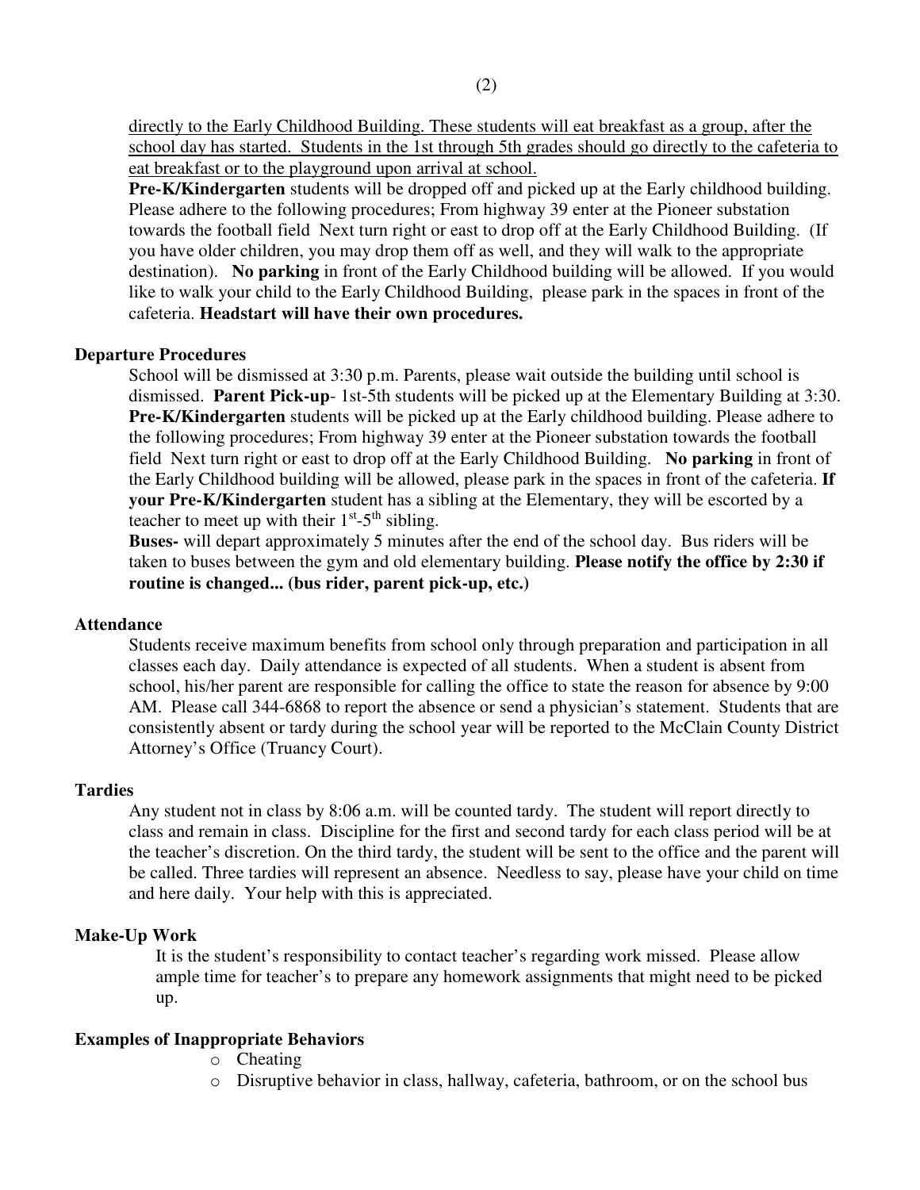directly to the Early Childhood Building. These students will eat breakfast as a group, after the school day has started. Students in the 1st through 5th grades should go directly to the cafeteria to eat breakfast or to the playground upon arrival at school.

**Pre-K/Kindergarten** students will be dropped off and picked up at the Early childhood building. Please adhere to the following procedures; From highway 39 enter at the Pioneer substation towards the football field Next turn right or east to drop off at the Early Childhood Building. (If you have older children, you may drop them off as well, and they will walk to the appropriate destination). **No parking** in front of the Early Childhood building will be allowed. If you would like to walk your child to the Early Childhood Building, please park in the spaces in front of the cafeteria. **Headstart will have their own procedures.**

**Departure Procedures**

School will be dismissed at 3:30 p.m. Parents, please wait outside the building until school is dismissed. **Parent Pick-up**- 1st-5th students will be picked up at the Elementary Building at 3:30. **Pre-K/Kindergarten** students will be picked up at the Early childhood building. Please adhere to the following procedures; From highway 39 enter at the Pioneer substation towards the football field Next turn right or east to drop off at the Early Childhood Building. **No parking** in front of the Early Childhood building will be allowed, please park in the spaces in front of the cafeteria. **If your Pre-K/Kindergarten** student has a sibling at the Elementary, they will be escorted by a teacher to meet up with their 1st-5th sibling.

**Buses-** will depart approximately 5 minutes after the end of the school day. Bus riders will be taken to buses between the gym and old elementary building. **Please notify the office by 2:30 if routine is changed... (bus rider, parent pick-up, etc.)**

**Attendance**

Students receive maximum benefits from school only through preparation and participation in all classes each day. Daily attendance is expected of all students. When a student is absent from school, his/her parent are responsible for calling the office to state the reason for absence by 9:00 AM. Please call 344-6868 to report the absence or send a physician's statement. Students that are consistently absent or tardy during the school year will be reported to the McClain County District Attorney's Office (Truancy Court).

**Tardies**

Any student not in class by 8:06 a.m. will be counted tardy. The student will report directly to class and remain in class. Discipline for the first and second tardy for each class period will be at the teacher's discretion. On the third tardy, the student will be sent to the office and the parent will be called. Three tardies will represent an absence. Needless to say, please have your child on time and here daily. Your help with this is appreciated.

**Make-Up Work**

It is the student's responsibility to contact teacher's regarding work missed. Please allow ample time for teacher's to prepare any homework assignments that might need to be picked up.

**Examples of Inappropriate Behaviors**

- Cheating
- Disruptive behavior in class, hallway, cafeteria, bathroom, or on the school bus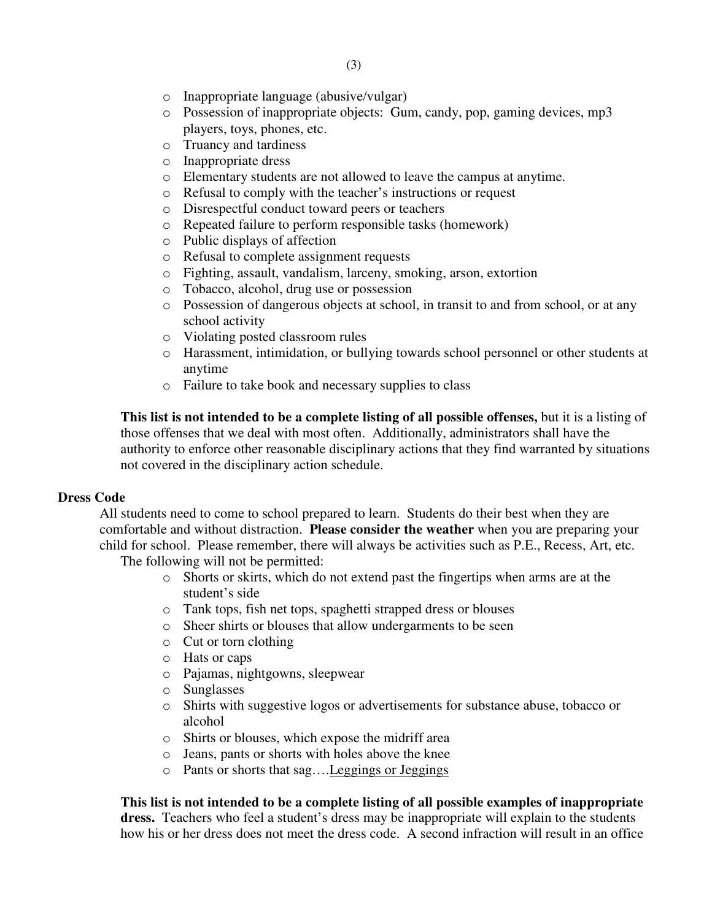- Inappropriate language (abusive/vulgar)
- Possession of inappropriate objects: Gum, candy, pop, gaming devices, mp3 players, toys, phones, etc.
- Truancy and tardiness
- Inappropriate dress
- Elementary students are not allowed to leave the campus at anytime.
- Refusal to comply with the teacher's instructions or request
- Disrespectful conduct toward peers or teachers
- Repeated failure to perform responsible tasks (homework)
- Public displays of affection
- Refusal to complete assignment requests
- Fighting, assault, vandalism, larceny, smoking, arson, extortion
- Tobacco, alcohol, drug use or possession
- Possession of dangerous objects at school, in transit to and from school, or at any school activity
- Violating posted classroom rules
- Harassment, intimidation, or bullying towards school personnel or other students at anytime
- Failure to take book and necessary supplies to class

**This list is not intended to be a complete listing of all possible offenses,** but it is a listing of those offenses that we deal with most often. Additionally, administrators shall have the authority to enforce other reasonable disciplinary actions that they find warranted by situations not covered in the disciplinary action schedule.

**Dress Code**

All students need to come to school prepared to learn. Students do their best when they are comfortable and without distraction. **Please consider the weather** when you are preparing your child for school. Please remember, there will always be activities such as P.E., Recess, Art, etc. The following will not be permitted:

- Shorts or skirts, which do not extend past the fingertips when arms are at the student's side
- Tank tops, fish net tops, spaghetti strapped dress or blouses
- Sheer shirts or blouses that allow undergarments to be seen
- Cut or torn clothing
- Hats or caps
- Pajamas, nightgowns, sleepwear
- Sunglasses
- Shirts with suggestive logos or advertisements for substance abuse, tobacco or alcohol
- Shirts or blouses, which expose the midriff area
- Jeans, pants or shorts with holes above the knee
- Pants or shorts that sag….<u>Leggings or Jeggings</u>

**This list is not intended to be a complete listing of all possible examples of inappropriate dress.** Teachers who feel a student's dress may be inappropriate will explain to the students how his or her dress does not meet the dress code. A second infraction will result in an office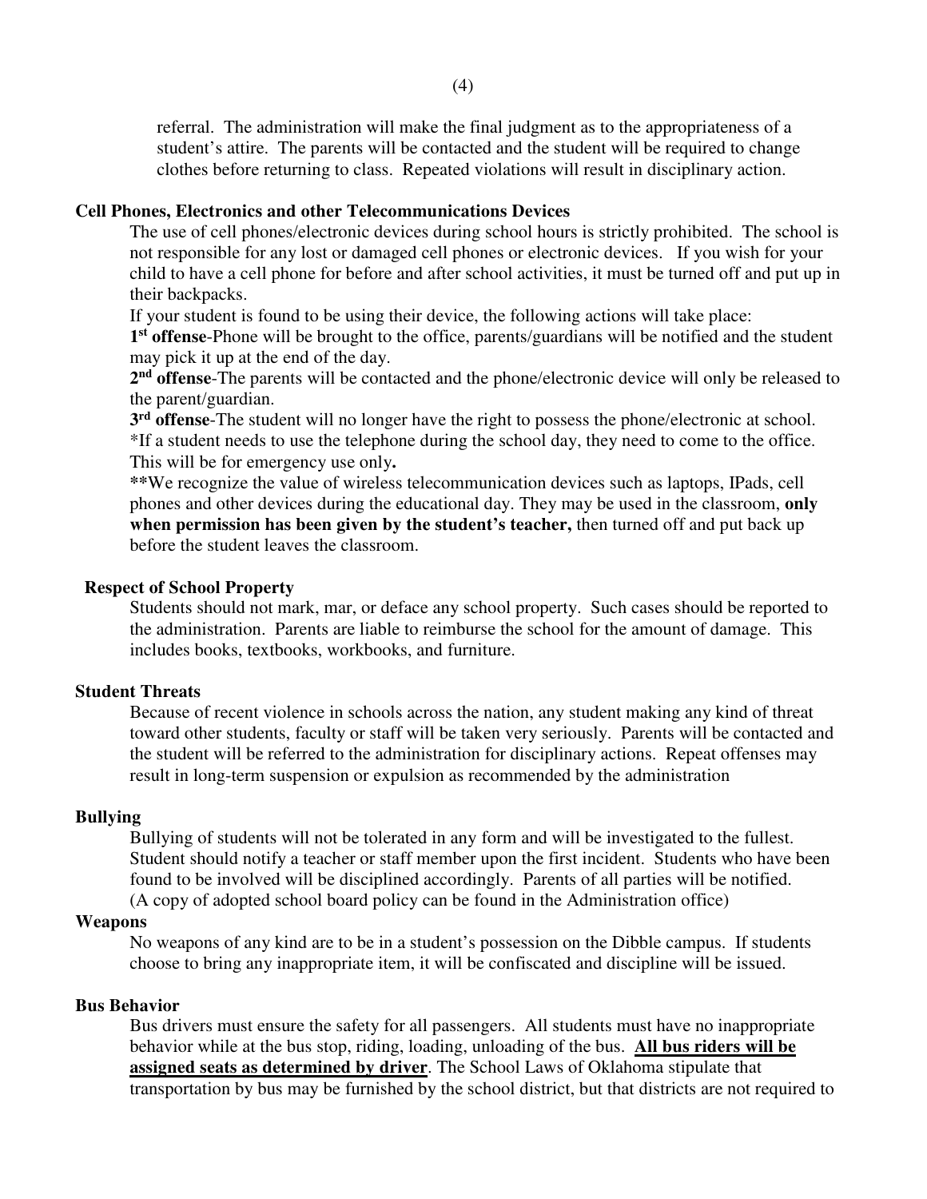referral. The administration will make the final judgment as to the appropriateness of a student's attire. The parents will be contacted and the student will be required to change clothes before returning to class. Repeated violations will result in disciplinary action.

**Cell Phones, Electronics and other Telecommunications Devices**

The use of cell phones/electronic devices during school hours is strictly prohibited. The school is not responsible for any lost or damaged cell phones or electronic devices. If you wish for your child to have a cell phone for before and after school activities, it must be turned off and put up in their backpacks.

If your student is found to be using their device, the following actions will take place:

**1st offense**-Phone will be brought to the office, parents/guardians will be notified and the student may pick it up at the end of the day.

**2nd offense**-The parents will be contacted and the phone/electronic device will only be released to the parent/guardian.

**3rd offense**-The student will no longer have the right to possess the phone/electronic at school.

*If a student needs to use the telephone during the school day, they need to come to the office. This will be for emergency use only**.**

**\*\***We recognize the value of wireless telecommunication devices such as laptops, IPads, cell phones and other devices during the educational day. They may be used in the classroom, **only when permission has been given by the student's teacher,** then turned off and put back up before the student leaves the classroom.

**Respect of School Property**

Students should not mark, mar, or deface any school property. Such cases should be reported to the administration. Parents are liable to reimburse the school for the amount of damage. This includes books, textbooks, workbooks, and furniture.

**Student Threats**

Because of recent violence in schools across the nation, any student making any kind of threat toward other students, faculty or staff will be taken very seriously. Parents will be contacted and the student will be referred to the administration for disciplinary actions. Repeat offenses may result in long-term suspension or expulsion as recommended by the administration

**Bullying**

Bullying of students will not be tolerated in any form and will be investigated to the fullest. Student should notify a teacher or staff member upon the first incident. Students who have been found to be involved will be disciplined accordingly. Parents of all parties will be notified. (A copy of adopted school board policy can be found in the Administration office)

**Weapons**

No weapons of any kind are to be in a student's possession on the Dibble campus. If students choose to bring any inappropriate item, it will be confiscated and discipline will be issued.

**Bus Behavior**

Bus drivers must ensure the safety for all passengers. All students must have no inappropriate behavior while at the bus stop, riding, loading, unloading of the bus. **<u>All bus riders will be assigned seats as determined by driver</u>**. The School Laws of Oklahoma stipulate that transportation by bus may be furnished by the school district, but that districts are not required to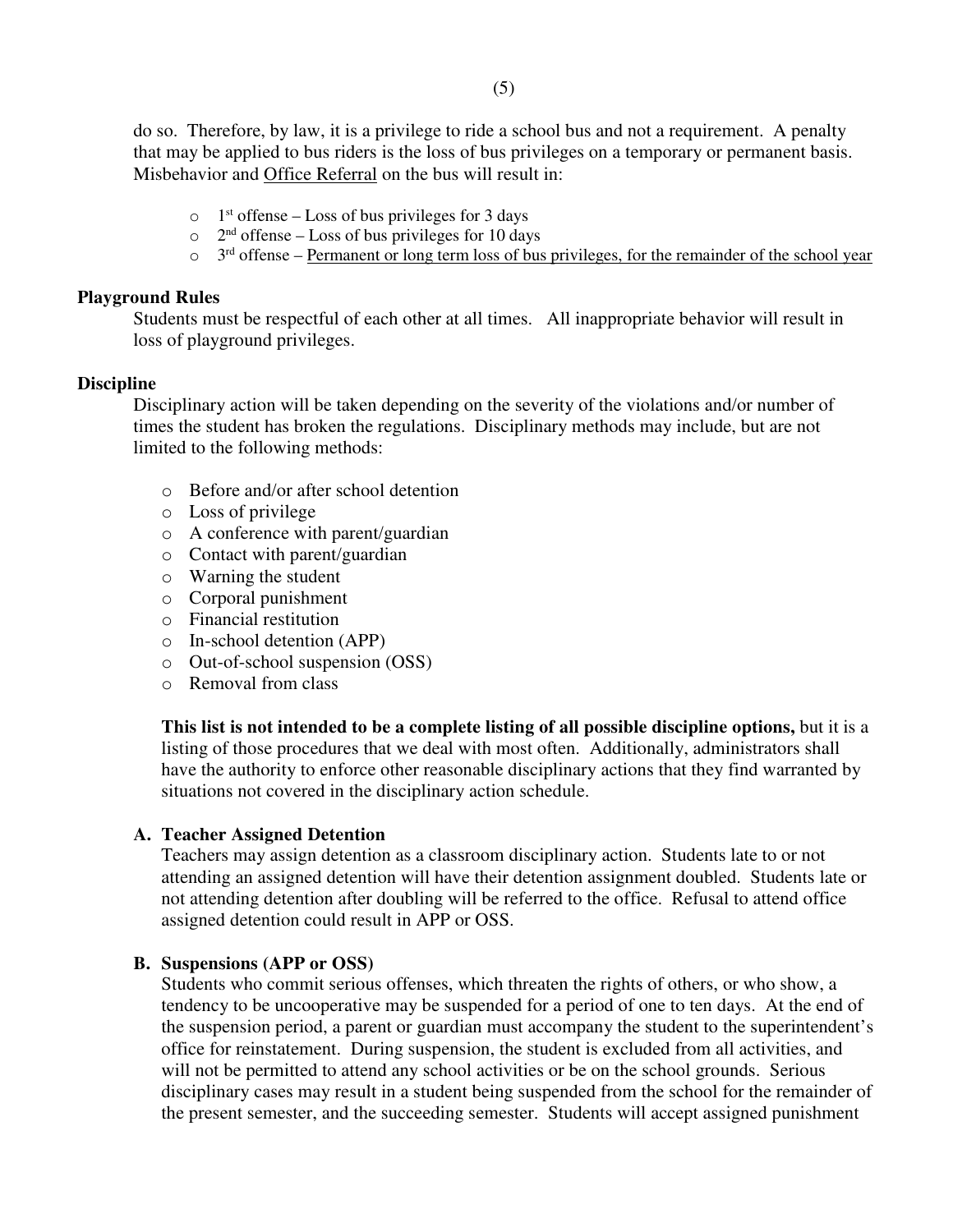do so. Therefore, by law, it is a privilege to ride a school bus and not a requirement. A penalty that may be applied to bus riders is the loss of bus privileges on a temporary or permanent basis. Misbehavior and <u>Office Referral</u> on the bus will result in:

- 1st offense – Loss of bus privileges for 3 days
- 2nd offense – Loss of bus privileges for 10 days
- 3rd offense – <u>Permanent or long term loss of bus privileges, for the remainder of the school year</u>

**Playground Rules**

Students must be respectful of each other at all times. All inappropriate behavior will result in loss of playground privileges.

**Discipline**

Disciplinary action will be taken depending on the severity of the violations and/or number of times the student has broken the regulations. Disciplinary methods may include, but are not limited to the following methods:

- Before and/or after school detention
- Loss of privilege
- A conference with parent/guardian
- Contact with parent/guardian
- Warning the student
- Corporal punishment
- Financial restitution
- In-school detention (APP)
- Out-of-school suspension (OSS)
- Removal from class

**This list is not intended to be a complete listing of all possible discipline options,** but it is a listing of those procedures that we deal with most often. Additionally, administrators shall have the authority to enforce other reasonable disciplinary actions that they find warranted by situations not covered in the disciplinary action schedule.

**A. Teacher Assigned Detention**

Teachers may assign detention as a classroom disciplinary action. Students late to or not attending an assigned detention will have their detention assignment doubled. Students late or not attending detention after doubling will be referred to the office. Refusal to attend office assigned detention could result in APP or OSS.

**B. Suspensions (APP or OSS)**

Students who commit serious offenses, which threaten the rights of others, or who show, a tendency to be uncooperative may be suspended for a period of one to ten days. At the end of the suspension period, a parent or guardian must accompany the student to the superintendent's office for reinstatement. During suspension, the student is excluded from all activities, and will not be permitted to attend any school activities or be on the school grounds. Serious disciplinary cases may result in a student being suspended from the school for the remainder of the present semester, and the succeeding semester. Students will accept assigned punishment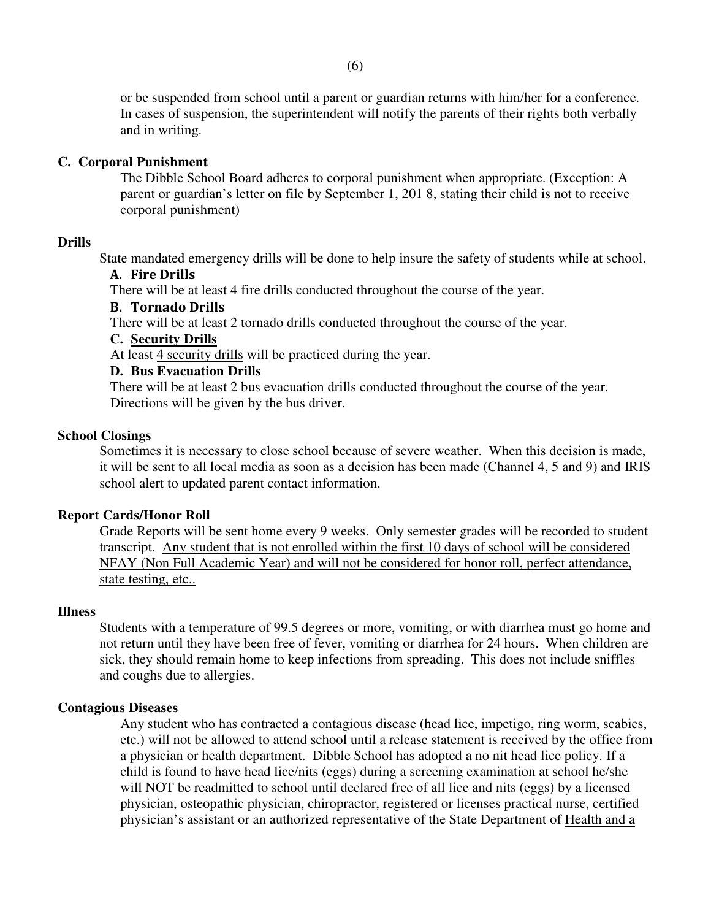or be suspended from school until a parent or guardian returns with him/her for a conference. In cases of suspension, the superintendent will notify the parents of their rights both verbally and in writing.

### C. Corporal Punishment

The Dibble School Board adheres to corporal punishment when appropriate. (Exception: A parent or guardian's letter on file by September 1, 201 8, stating their child is not to receive corporal punishment)

## Drills

State mandated emergency drills will be done to help insure the safety of students while at school.

### A. Fire Drills

There will be at least 4 fire drills conducted throughout the course of the year.

### B. Tornado Drills

There will be at least 2 tornado drills conducted throughout the course of the year.

### C. Security Drills

At least 4 security drills will be practiced during the year.

### D. Bus Evacuation Drills

There will be at least 2 bus evacuation drills conducted throughout the course of the year. Directions will be given by the bus driver.

## School Closings

Sometimes it is necessary to close school because of severe weather. When this decision is made, it will be sent to all local media as soon as a decision has been made (Channel 4, 5 and 9) and IRIS school alert to updated parent contact information.

## Report Cards/Honor Roll

Grade Reports will be sent home every 9 weeks. Only semester grades will be recorded to student transcript. Any student that is not enrolled within the first 10 days of school will be considered NFAY (Non Full Academic Year) and will not be considered for honor roll, perfect attendance, state testing, etc..

## Illness

Students with a temperature of 99.5 degrees or more, vomiting, or with diarrhea must go home and not return until they have been free of fever, vomiting or diarrhea for 24 hours. When children are sick, they should remain home to keep infections from spreading. This does not include sniffles and coughs due to allergies.

## Contagious Diseases

Any student who has contracted a contagious disease (head lice, impetigo, ring worm, scabies, etc.) will not be allowed to attend school until a release statement is received by the office from a physician or health department. Dibble School has adopted a no nit head lice policy. If a child is found to have head lice/nits (eggs) during a screening examination at school he/she will NOT be readmitted to school until declared free of all lice and nits (eggs) by a licensed physician, osteopathic physician, chiropractor, registered or licenses practical nurse, certified physician's assistant or an authorized representative of the State Department of Health and a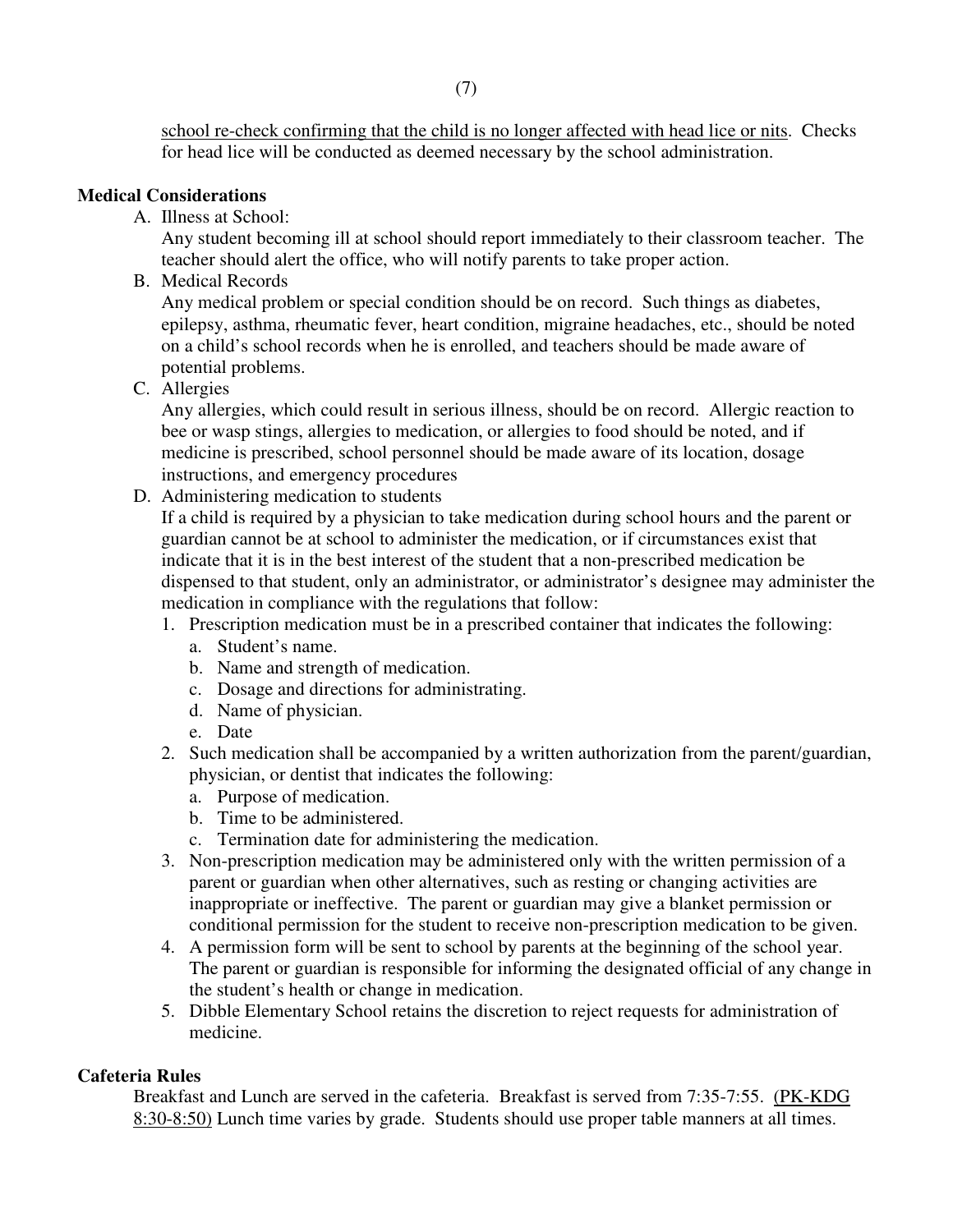school re-check confirming that the child is no longer affected with head lice or nits. Checks for head lice will be conducted as deemed necessary by the school administration.

**Medical Considerations**

A. Illness at School:
   Any student becoming ill at school should report immediately to their classroom teacher. The teacher should alert the office, who will notify parents to take proper action.

B. Medical Records
   Any medical problem or special condition should be on record. Such things as diabetes, epilepsy, asthma, rheumatic fever, heart condition, migraine headaches, etc., should be noted on a child's school records when he is enrolled, and teachers should be made aware of potential problems.

C. Allergies
   Any allergies, which could result in serious illness, should be on record. Allergic reaction to bee or wasp stings, allergies to medication, or allergies to food should be noted, and if medicine is prescribed, school personnel should be made aware of its location, dosage instructions, and emergency procedures

D. Administering medication to students
   If a child is required by a physician to take medication during school hours and the parent or guardian cannot be at school to administer the medication, or if circumstances exist that indicate that it is in the best interest of the student that a non-prescribed medication be dispensed to that student, only an administrator, or administrator's designee may administer the medication in compliance with the regulations that follow:

   1. Prescription medication must be in a prescribed container that indicates the following:
      a. Student's name.
      b. Name and strength of medication.
      c. Dosage and directions for administrating.
      d. Name of physician.
      e. Date
   2. Such medication shall be accompanied by a written authorization from the parent/guardian, physician, or dentist that indicates the following:
      a. Purpose of medication.
      b. Time to be administered.
      c. Termination date for administering the medication.
   3. Non-prescription medication may be administered only with the written permission of a parent or guardian when other alternatives, such as resting or changing activities are inappropriate or ineffective. The parent or guardian may give a blanket permission or conditional permission for the student to receive non-prescription medication to be given.
   4. A permission form will be sent to school by parents at the beginning of the school year. The parent or guardian is responsible for informing the designated official of any change in the student's health or change in medication.
   5. Dibble Elementary School retains the discretion to reject requests for administration of medicine.

**Cafeteria Rules**

Breakfast and Lunch are served in the cafeteria. Breakfast is served from 7:35-7:55. (PK-KDG 8:30-8:50) Lunch time varies by grade. Students should use proper table manners at all times.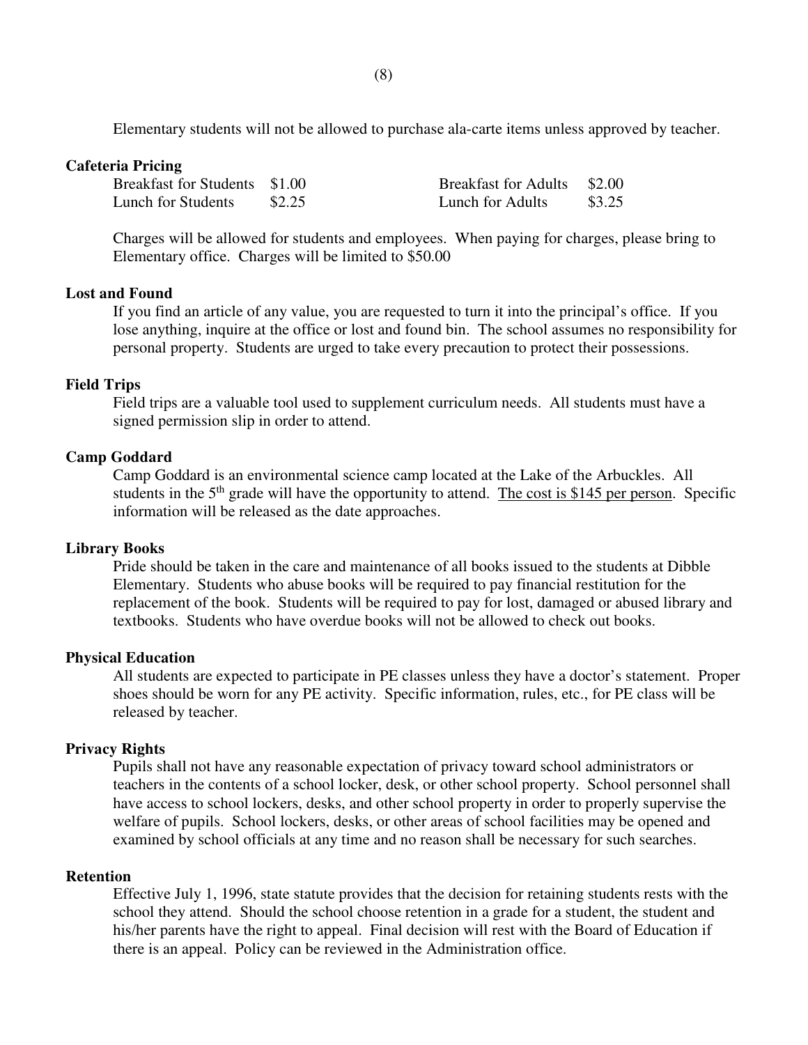Elementary students will not be allowed to purchase ala-carte items unless approved by teacher.

**Cafeteria Pricing**

| | | | |
|---|---|---|---|
| Breakfast for Students | $1.00 | Breakfast for Adults | $2.00 |
| Lunch for Students | $2.25 | Lunch for Adults | $3.25 |

Charges will be allowed for students and employees. When paying for charges, please bring to Elementary office. Charges will be limited to $50.00

**Lost and Found**

If you find an article of any value, you are requested to turn it into the principal's office. If you lose anything, inquire at the office or lost and found bin. The school assumes no responsibility for personal property. Students are urged to take every precaution to protect their possessions.

**Field Trips**

Field trips are a valuable tool used to supplement curriculum needs. All students must have a signed permission slip in order to attend.

**Camp Goddard**

Camp Goddard is an environmental science camp located at the Lake of the Arbuckles. All students in the 5th grade will have the opportunity to attend. <u>The cost is $145 per person</u>. Specific information will be released as the date approaches.

**Library Books**

Pride should be taken in the care and maintenance of all books issued to the students at Dibble Elementary. Students who abuse books will be required to pay financial restitution for the replacement of the book. Students will be required to pay for lost, damaged or abused library and textbooks. Students who have overdue books will not be allowed to check out books.

**Physical Education**

All students are expected to participate in PE classes unless they have a doctor's statement. Proper shoes should be worn for any PE activity. Specific information, rules, etc., for PE class will be released by teacher.

**Privacy Rights**

Pupils shall not have any reasonable expectation of privacy toward school administrators or teachers in the contents of a school locker, desk, or other school property. School personnel shall have access to school lockers, desks, and other school property in order to properly supervise the welfare of pupils. School lockers, desks, or other areas of school facilities may be opened and examined by school officials at any time and no reason shall be necessary for such searches.

**Retention**

Effective July 1, 1996, state statute provides that the decision for retaining students rests with the school they attend. Should the school choose retention in a grade for a student, the student and his/her parents have the right to appeal. Final decision will rest with the Board of Education if there is an appeal. Policy can be reviewed in the Administration office.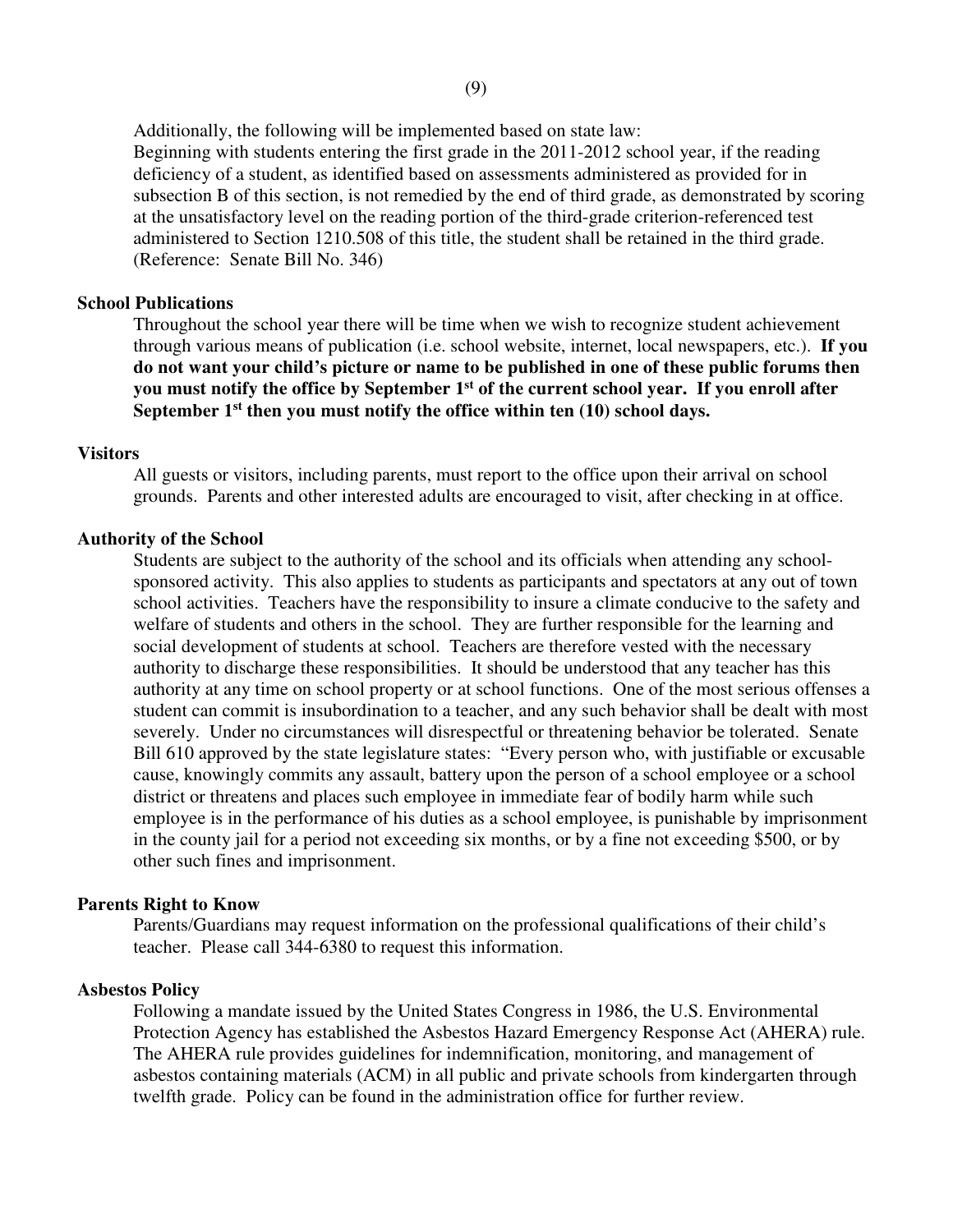Additionally, the following will be implemented based on state law:

Beginning with students entering the first grade in the 2011-2012 school year, if the reading deficiency of a student, as identified based on assessments administered as provided for in subsection B of this section, is not remedied by the end of third grade, as demonstrated by scoring at the unsatisfactory level on the reading portion of the third-grade criterion-referenced test administered to Section 1210.508 of this title, the student shall be retained in the third grade. (Reference: Senate Bill No. 346)

**School Publications**

Throughout the school year there will be time when we wish to recognize student achievement through various means of publication (i.e. school website, internet, local newspapers, etc.). **If you do not want your child's picture or name to be published in one of these public forums then you must notify the office by September 1st of the current school year. If you enroll after September 1st then you must notify the office within ten (10) school days.**

**Visitors**

All guests or visitors, including parents, must report to the office upon their arrival on school grounds. Parents and other interested adults are encouraged to visit, after checking in at office.

**Authority of the School**

Students are subject to the authority of the school and its officials when attending any school-sponsored activity. This also applies to students as participants and spectators at any out of town school activities. Teachers have the responsibility to insure a climate conducive to the safety and welfare of students and others in the school. They are further responsible for the learning and social development of students at school. Teachers are therefore vested with the necessary authority to discharge these responsibilities. It should be understood that any teacher has this authority at any time on school property or at school functions. One of the most serious offenses a student can commit is insubordination to a teacher, and any such behavior shall be dealt with most severely. Under no circumstances will disrespectful or threatening behavior be tolerated. Senate Bill 610 approved by the state legislature states: "Every person who, with justifiable or excusable cause, knowingly commits any assault, battery upon the person of a school employee or a school district or threatens and places such employee in immediate fear of bodily harm while such employee is in the performance of his duties as a school employee, is punishable by imprisonment in the county jail for a period not exceeding six months, or by a fine not exceeding $500, or by other such fines and imprisonment.

**Parents Right to Know**

Parents/Guardians may request information on the professional qualifications of their child's teacher. Please call 344-6380 to request this information.

**Asbestos Policy**

Following a mandate issued by the United States Congress in 1986, the U.S. Environmental Protection Agency has established the Asbestos Hazard Emergency Response Act (AHERA) rule. The AHERA rule provides guidelines for indemnification, monitoring, and management of asbestos containing materials (ACM) in all public and private schools from kindergarten through twelfth grade. Policy can be found in the administration office for further review.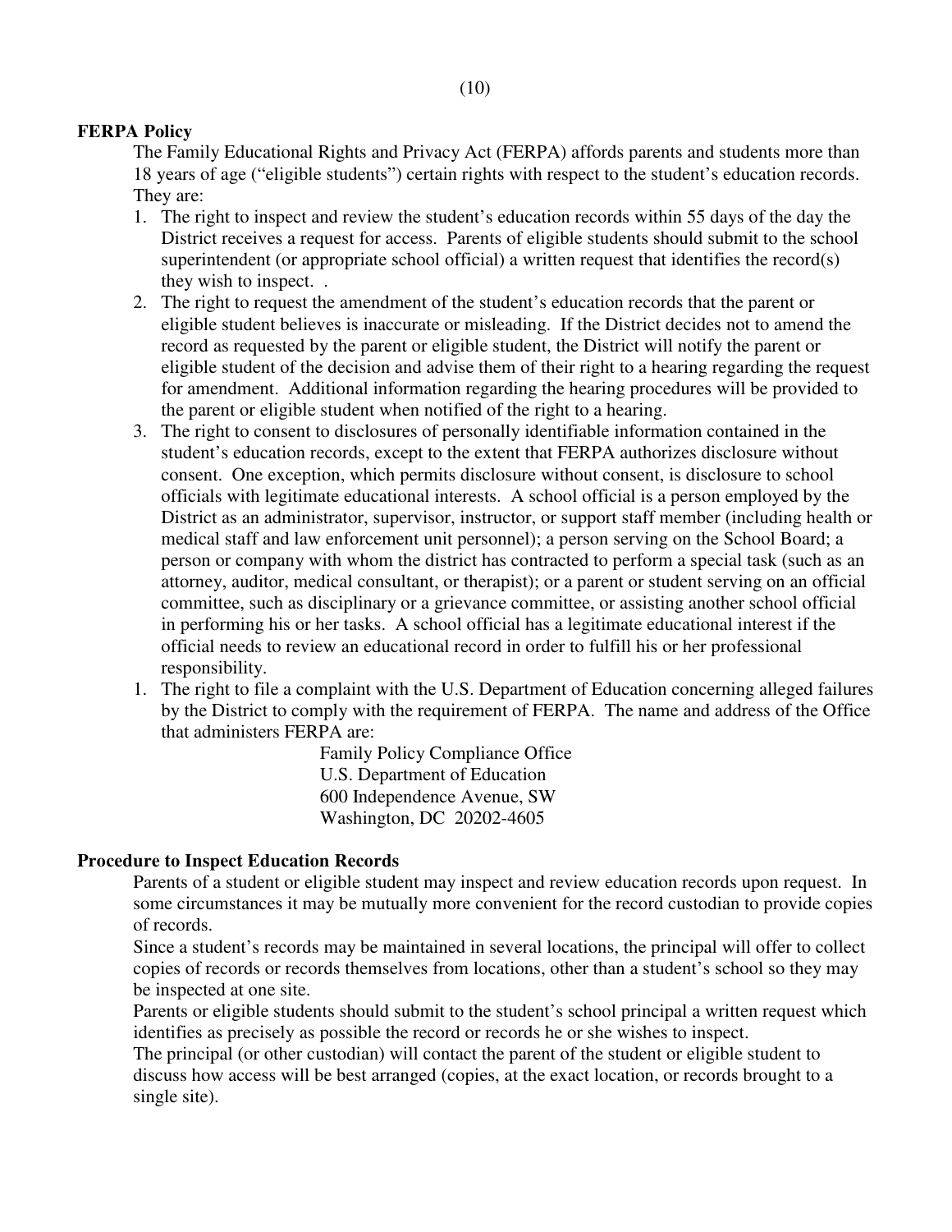### FERPA Policy

The Family Educational Rights and Privacy Act (FERPA) affords parents and students more than 18 years of age ("eligible students") certain rights with respect to the student's education records. They are:

1. The right to inspect and review the student's education records within 55 days of the day the District receives a request for access. Parents of eligible students should submit to the school superintendent (or appropriate school official) a written request that identifies the record(s) they wish to inspect. .
2. The right to request the amendment of the student's education records that the parent or eligible student believes is inaccurate or misleading. If the District decides not to amend the record as requested by the parent or eligible student, the District will notify the parent or eligible student of the decision and advise them of their right to a hearing regarding the request for amendment. Additional information regarding the hearing procedures will be provided to the parent or eligible student when notified of the right to a hearing.
3. The right to consent to disclosures of personally identifiable information contained in the student's education records, except to the extent that FERPA authorizes disclosure without consent. One exception, which permits disclosure without consent, is disclosure to school officials with legitimate educational interests. A school official is a person employed by the District as an administrator, supervisor, instructor, or support staff member (including health or medical staff and law enforcement unit personnel); a person serving on the School Board; a person or company with whom the district has contracted to perform a special task (such as an attorney, auditor, medical consultant, or therapist); or a parent or student serving on an official committee, such as disciplinary or a grievance committee, or assisting another school official in performing his or her tasks. A school official has a legitimate educational interest if the official needs to review an educational record in order to fulfill his or her professional responsibility.

1. The right to file a complaint with the U.S. Department of Education concerning alleged failures by the District to comply with the requirement of FERPA. The name and address of the Office that administers FERPA are:

   Family Policy Compliance Office
   U.S. Department of Education
   600 Independence Avenue, SW
   Washington, DC 20202-4605

### Procedure to Inspect Education Records

Parents of a student or eligible student may inspect and review education records upon request. In some circumstances it may be mutually more convenient for the record custodian to provide copies of records.

Since a student's records may be maintained in several locations, the principal will offer to collect copies of records or records themselves from locations, other than a student's school so they may be inspected at one site.

Parents or eligible students should submit to the student's school principal a written request which identifies as precisely as possible the record or records he or she wishes to inspect.

The principal (or other custodian) will contact the parent of the student or eligible student to discuss how access will be best arranged (copies, at the exact location, or records brought to a single site).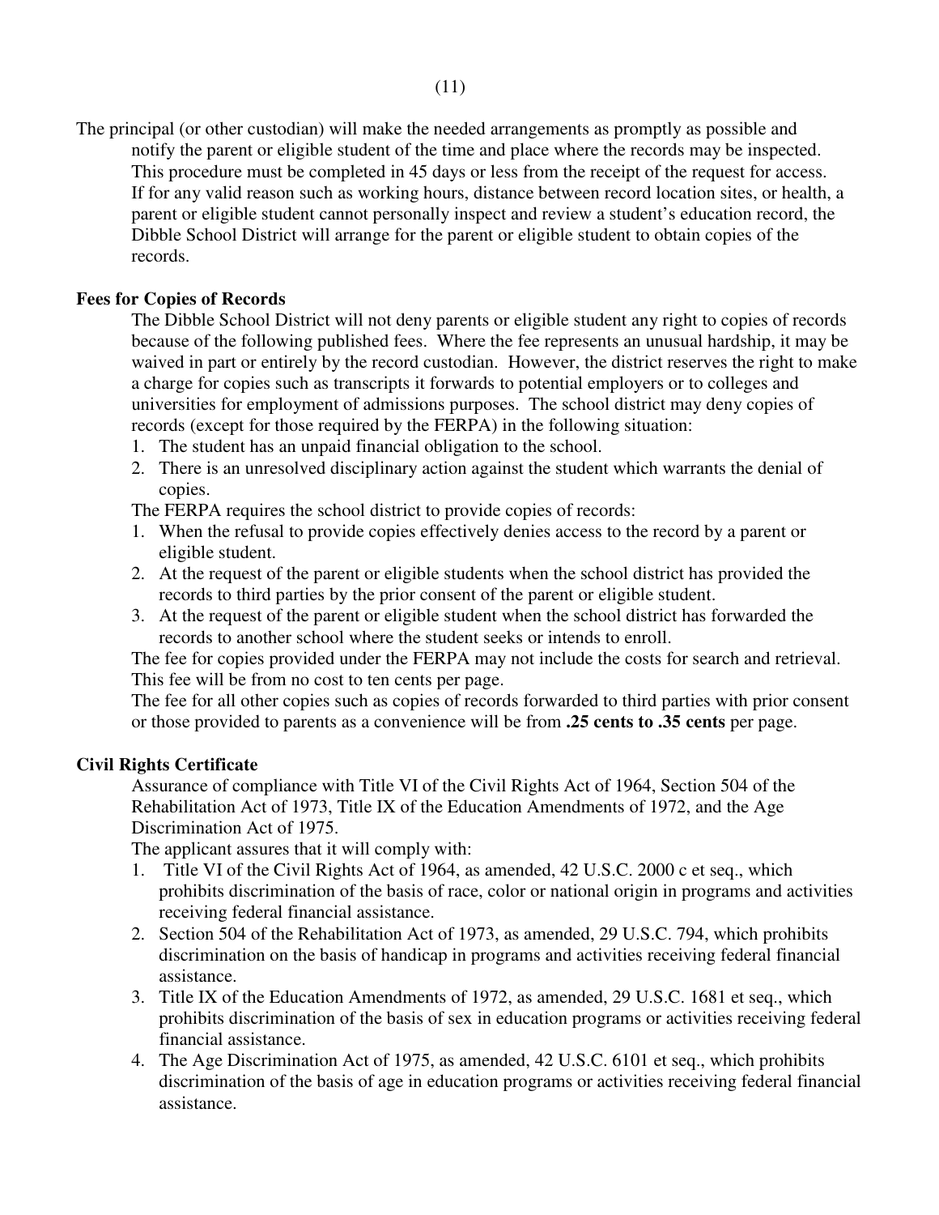The principal (or other custodian) will make the needed arrangements as promptly as possible and notify the parent or eligible student of the time and place where the records may be inspected. This procedure must be completed in 45 days or less from the receipt of the request for access. If for any valid reason such as working hours, distance between record location sites, or health, a parent or eligible student cannot personally inspect and review a student's education record, the Dibble School District will arrange for the parent or eligible student to obtain copies of the records.

**Fees for Copies of Records**

The Dibble School District will not deny parents or eligible student any right to copies of records because of the following published fees. Where the fee represents an unusual hardship, it may be waived in part or entirely by the record custodian. However, the district reserves the right to make a charge for copies such as transcripts it forwards to potential employers or to colleges and universities for employment of admissions purposes. The school district may deny copies of records (except for those required by the FERPA) in the following situation:

1. The student has an unpaid financial obligation to the school.
2. There is an unresolved disciplinary action against the student which warrants the denial of copies.

The FERPA requires the school district to provide copies of records:

1. When the refusal to provide copies effectively denies access to the record by a parent or eligible student.
2. At the request of the parent or eligible students when the school district has provided the records to third parties by the prior consent of the parent or eligible student.
3. At the request of the parent or eligible student when the school district has forwarded the records to another school where the student seeks or intends to enroll.

The fee for copies provided under the FERPA may not include the costs for search and retrieval. This fee will be from no cost to ten cents per page.

The fee for all other copies such as copies of records forwarded to third parties with prior consent or those provided to parents as a convenience will be from **.25 cents to .35 cents** per page.

**Civil Rights Certificate**

Assurance of compliance with Title VI of the Civil Rights Act of 1964, Section 504 of the Rehabilitation Act of 1973, Title IX of the Education Amendments of 1972, and the Age Discrimination Act of 1975.

The applicant assures that it will comply with:

1. Title VI of the Civil Rights Act of 1964, as amended, 42 U.S.C. 2000 c et seq., which prohibits discrimination of the basis of race, color or national origin in programs and activities receiving federal financial assistance.
2. Section 504 of the Rehabilitation Act of 1973, as amended, 29 U.S.C. 794, which prohibits discrimination on the basis of handicap in programs and activities receiving federal financial assistance.
3. Title IX of the Education Amendments of 1972, as amended, 29 U.S.C. 1681 et seq., which prohibits discrimination of the basis of sex in education programs or activities receiving federal financial assistance.
4. The Age Discrimination Act of 1975, as amended, 42 U.S.C. 6101 et seq., which prohibits discrimination of the basis of age in education programs or activities receiving federal financial assistance.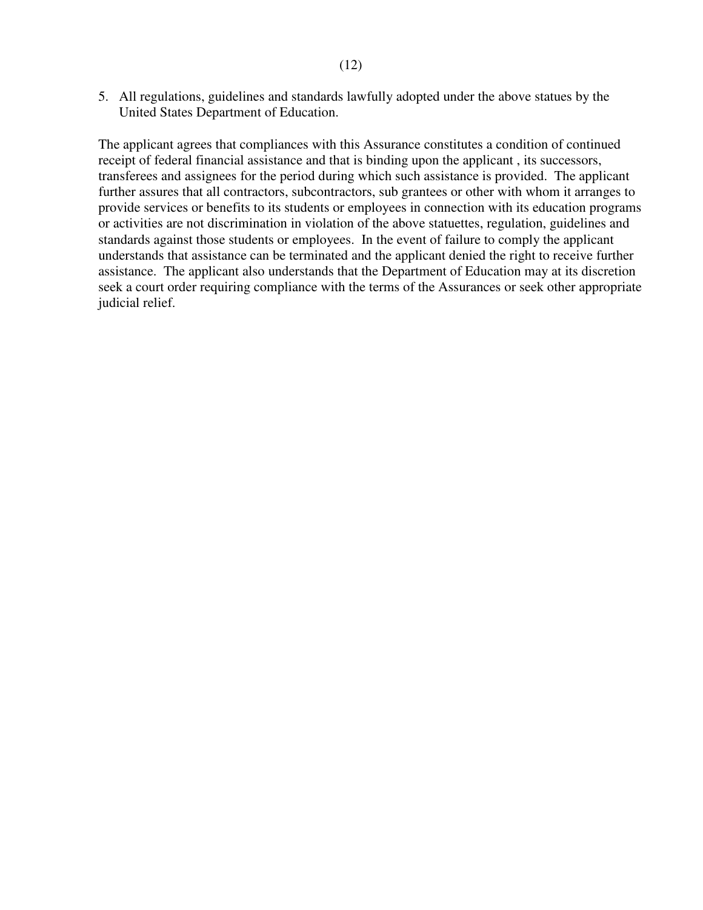5. All regulations, guidelines and standards lawfully adopted under the above statues by the United States Department of Education.

The applicant agrees that compliances with this Assurance constitutes a condition of continued receipt of federal financial assistance and that is binding upon the applicant , its successors, transferees and assignees for the period during which such assistance is provided. The applicant further assures that all contractors, subcontractors, sub grantees or other with whom it arranges to provide services or benefits to its students or employees in connection with its education programs or activities are not discrimination in violation of the above statuettes, regulation, guidelines and standards against those students or employees. In the event of failure to comply the applicant understands that assistance can be terminated and the applicant denied the right to receive further assistance. The applicant also understands that the Department of Education may at its discretion seek a court order requiring compliance with the terms of the Assurances or seek other appropriate judicial relief.